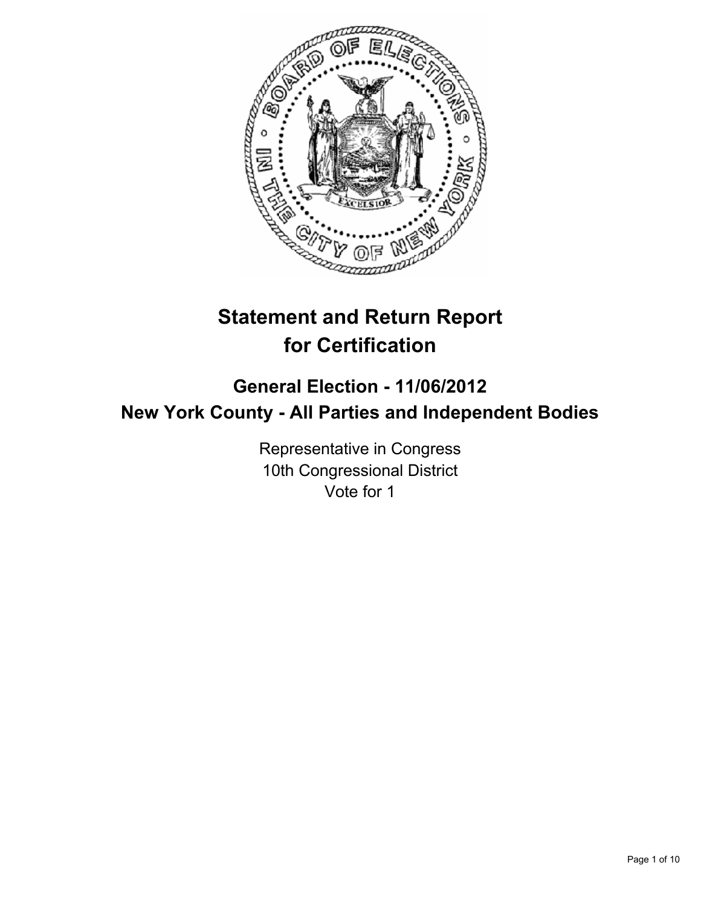# Statement and Return Report for Certification

## General Election - 11/06/2012
## New York County - All Parties and Independent Bodies

Representative in Congress
10th Congressional District
Vote for 1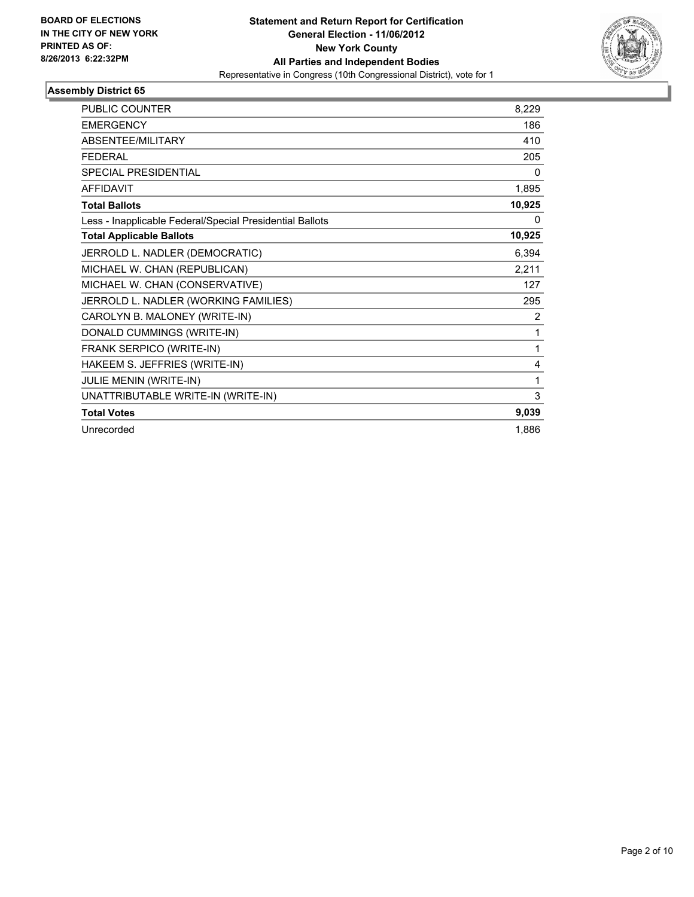**BOARD OF ELECTIONS IN THE CITY OF NEW YORK**
**PRINTED AS OF: 8/26/2013 6:22:32PM**

**Statement and Return Report for Certification**
**General Election - 11/06/2012**
**New York County**
**All Parties and Independent Bodies**
Representative in Congress (10th Congressional District), vote for 1

## Assembly District 65

| | |
|---|---|
| PUBLIC COUNTER | 8,229 |
| EMERGENCY | 186 |
| ABSENTEE/MILITARY | 410 |
| FEDERAL | 205 |
| SPECIAL PRESIDENTIAL | 0 |
| AFFIDAVIT | 1,895 |
| **Total Ballots** | **10,925** |
| Less - Inapplicable Federal/Special Presidential Ballots | 0 |
| **Total Applicable Ballots** | **10,925** |
| JERROLD L. NADLER (DEMOCRATIC) | 6,394 |
| MICHAEL W. CHAN (REPUBLICAN) | 2,211 |
| MICHAEL W. CHAN (CONSERVATIVE) | 127 |
| JERROLD L. NADLER (WORKING FAMILIES) | 295 |
| CAROLYN B. MALONEY (WRITE-IN) | 2 |
| DONALD CUMMINGS (WRITE-IN) | 1 |
| FRANK SERPICO (WRITE-IN) | 1 |
| HAKEEM S. JEFFRIES (WRITE-IN) | 4 |
| JULIE MENIN (WRITE-IN) | 1 |
| UNATTRIBUTABLE WRITE-IN (WRITE-IN) | 3 |
| **Total Votes** | **9,039** |
| Unrecorded | 1,886 |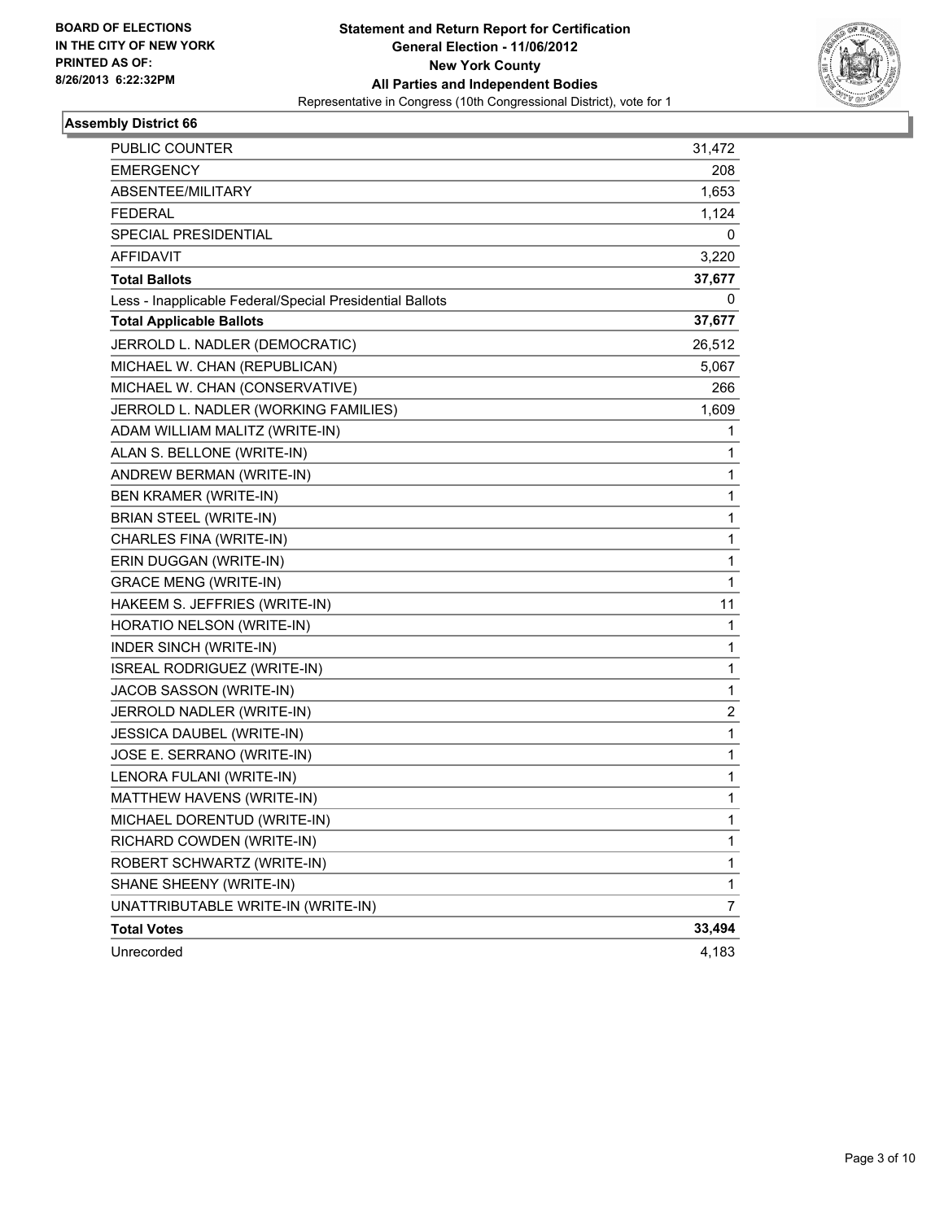BOARD OF ELECTIONS
IN THE CITY OF NEW YORK
PRINTED AS OF:
8/26/2013 6:22:32PM

**Statement and Return Report for Certification**
**General Election - 11/06/2012**
**New York County**
**All Parties and Independent Bodies**
Representative in Congress (10th Congressional District), vote for 1

## Assembly District 66

| | |
|---|---|
| PUBLIC COUNTER | 31,472 |
| EMERGENCY | 208 |
| ABSENTEE/MILITARY | 1,653 |
| FEDERAL | 1,124 |
| SPECIAL PRESIDENTIAL | 0 |
| AFFIDAVIT | 3,220 |
| **Total Ballots** | **37,677** |
| Less - Inapplicable Federal/Special Presidential Ballots | 0 |
| **Total Applicable Ballots** | **37,677** |
| JERROLD L. NADLER (DEMOCRATIC) | 26,512 |
| MICHAEL W. CHAN (REPUBLICAN) | 5,067 |
| MICHAEL W. CHAN (CONSERVATIVE) | 266 |
| JERROLD L. NADLER (WORKING FAMILIES) | 1,609 |
| ADAM WILLIAM MALITZ (WRITE-IN) | 1 |
| ALAN S. BELLONE (WRITE-IN) | 1 |
| ANDREW BERMAN (WRITE-IN) | 1 |
| BEN KRAMER (WRITE-IN) | 1 |
| BRIAN STEEL (WRITE-IN) | 1 |
| CHARLES FINA (WRITE-IN) | 1 |
| ERIN DUGGAN (WRITE-IN) | 1 |
| GRACE MENG (WRITE-IN) | 1 |
| HAKEEM S. JEFFRIES (WRITE-IN) | 11 |
| HORATIO NELSON (WRITE-IN) | 1 |
| INDER SINCH (WRITE-IN) | 1 |
| ISREAL RODRIGUEZ (WRITE-IN) | 1 |
| JACOB SASSON (WRITE-IN) | 1 |
| JERROLD NADLER (WRITE-IN) | 2 |
| JESSICA DAUBEL (WRITE-IN) | 1 |
| JOSE E. SERRANO (WRITE-IN) | 1 |
| LENORA FULANI (WRITE-IN) | 1 |
| MATTHEW HAVENS (WRITE-IN) | 1 |
| MICHAEL DORENTUD (WRITE-IN) | 1 |
| RICHARD COWDEN (WRITE-IN) | 1 |
| ROBERT SCHWARTZ (WRITE-IN) | 1 |
| SHANE SHEENY (WRITE-IN) | 1 |
| UNATTRIBUTABLE WRITE-IN (WRITE-IN) | 7 |
| **Total Votes** | **33,494** |
| Unrecorded | 4,183 |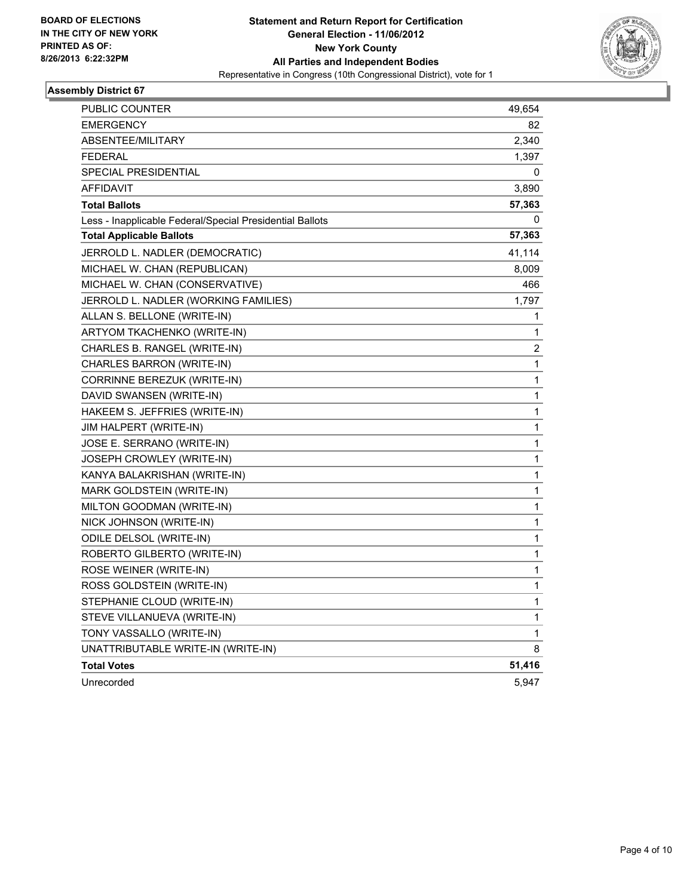**BOARD OF ELECTIONS IN THE CITY OF NEW YORK PRINTED AS OF: 8/26/2013 6:22:32PM**

**Statement and Return Report for Certification**
**General Election - 11/06/2012**
**New York County**
**All Parties and Independent Bodies**
Representative in Congress (10th Congressional District), vote for 1

## Assembly District 67

| | |
|---|---|
| PUBLIC COUNTER | 49,654 |
| EMERGENCY | 82 |
| ABSENTEE/MILITARY | 2,340 |
| FEDERAL | 1,397 |
| SPECIAL PRESIDENTIAL | 0 |
| AFFIDAVIT | 3,890 |
| **Total Ballots** | **57,363** |
| Less - Inapplicable Federal/Special Presidential Ballots | 0 |
| **Total Applicable Ballots** | **57,363** |
| JERROLD L. NADLER (DEMOCRATIC) | 41,114 |
| MICHAEL W. CHAN (REPUBLICAN) | 8,009 |
| MICHAEL W. CHAN (CONSERVATIVE) | 466 |
| JERROLD L. NADLER (WORKING FAMILIES) | 1,797 |
| ALLAN S. BELLONE (WRITE-IN) | 1 |
| ARTYOM TKACHENKO (WRITE-IN) | 1 |
| CHARLES B. RANGEL (WRITE-IN) | 2 |
| CHARLES BARRON (WRITE-IN) | 1 |
| CORRINNE BEREZUK (WRITE-IN) | 1 |
| DAVID SWANSEN (WRITE-IN) | 1 |
| HAKEEM S. JEFFRIES (WRITE-IN) | 1 |
| JIM HALPERT (WRITE-IN) | 1 |
| JOSE E. SERRANO (WRITE-IN) | 1 |
| JOSEPH CROWLEY (WRITE-IN) | 1 |
| KANYA BALAKRISHAN (WRITE-IN) | 1 |
| MARK GOLDSTEIN (WRITE-IN) | 1 |
| MILTON GOODMAN (WRITE-IN) | 1 |
| NICK JOHNSON (WRITE-IN) | 1 |
| ODILE DELSOL (WRITE-IN) | 1 |
| ROBERTO GILBERTO (WRITE-IN) | 1 |
| ROSE WEINER (WRITE-IN) | 1 |
| ROSS GOLDSTEIN (WRITE-IN) | 1 |
| STEPHANIE CLOUD (WRITE-IN) | 1 |
| STEVE VILLANUEVA (WRITE-IN) | 1 |
| TONY VASSALLO (WRITE-IN) | 1 |
| UNATTRIBUTABLE WRITE-IN (WRITE-IN) | 8 |
| **Total Votes** | **51,416** |
| Unrecorded | 5,947 |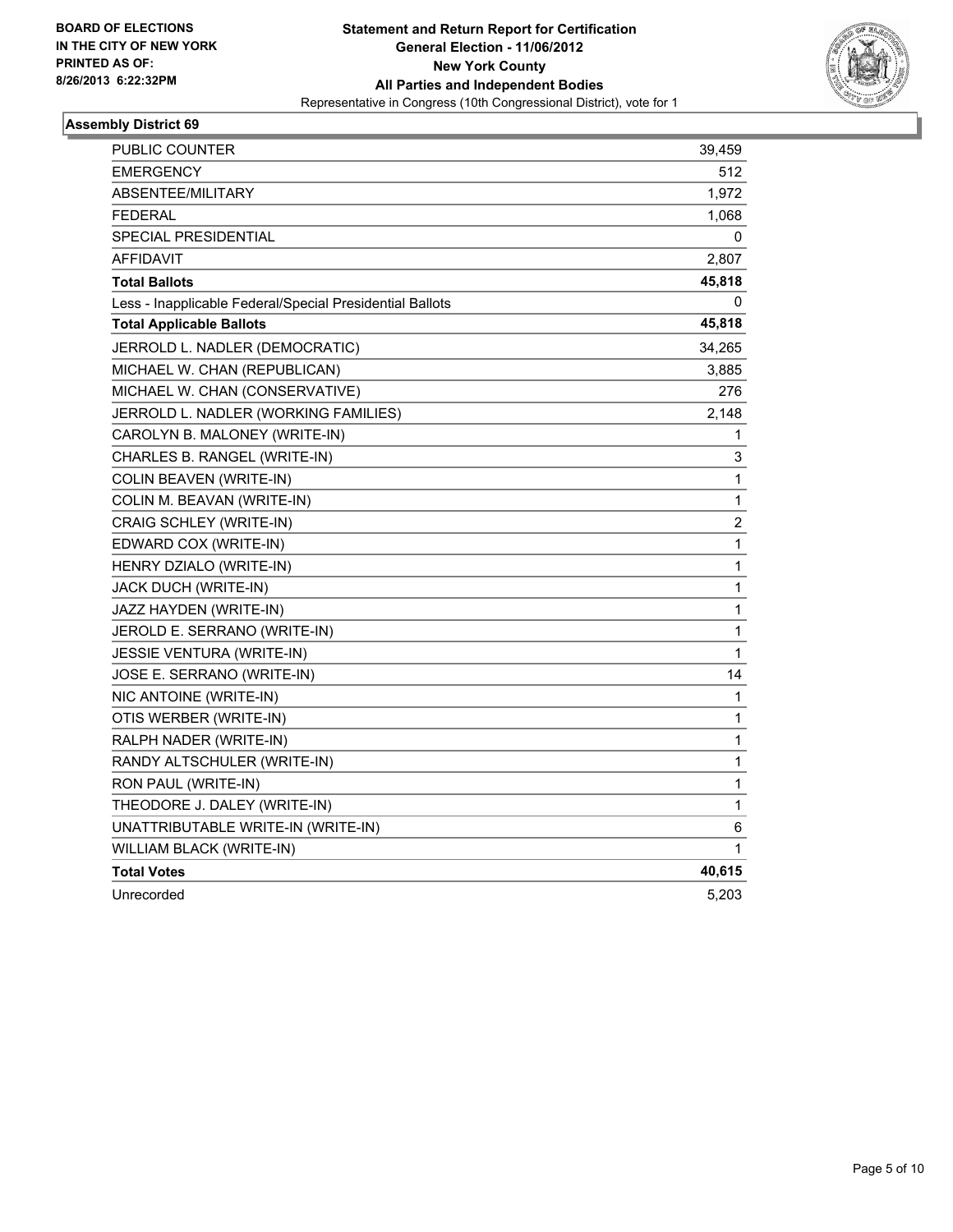**BOARD OF ELECTIONS IN THE CITY OF NEW YORK PRINTED AS OF: 8/26/2013 6:22:32PM**

**Statement and Return Report for Certification**
**General Election - 11/06/2012**
**New York County**
**All Parties and Independent Bodies**
Representative in Congress (10th Congressional District), vote for 1

### Assembly District 69

| | |
|---|---|
| PUBLIC COUNTER | 39,459 |
| EMERGENCY | 512 |
| ABSENTEE/MILITARY | 1,972 |
| FEDERAL | 1,068 |
| SPECIAL PRESIDENTIAL | 0 |
| AFFIDAVIT | 2,807 |
| **Total Ballots** | **45,818** |
| Less - Inapplicable Federal/Special Presidential Ballots | 0 |
| **Total Applicable Ballots** | **45,818** |
| JERROLD L. NADLER (DEMOCRATIC) | 34,265 |
| MICHAEL W. CHAN (REPUBLICAN) | 3,885 |
| MICHAEL W. CHAN (CONSERVATIVE) | 276 |
| JERROLD L. NADLER (WORKING FAMILIES) | 2,148 |
| CAROLYN B. MALONEY (WRITE-IN) | 1 |
| CHARLES B. RANGEL (WRITE-IN) | 3 |
| COLIN BEAVEN (WRITE-IN) | 1 |
| COLIN M. BEAVAN (WRITE-IN) | 1 |
| CRAIG SCHLEY (WRITE-IN) | 2 |
| EDWARD COX (WRITE-IN) | 1 |
| HENRY DZIALO (WRITE-IN) | 1 |
| JACK DUCH (WRITE-IN) | 1 |
| JAZZ HAYDEN (WRITE-IN) | 1 |
| JEROLD E. SERRANO (WRITE-IN) | 1 |
| JESSIE VENTURA (WRITE-IN) | 1 |
| JOSE E. SERRANO (WRITE-IN) | 14 |
| NIC ANTOINE (WRITE-IN) | 1 |
| OTIS WERBER (WRITE-IN) | 1 |
| RALPH NADER (WRITE-IN) | 1 |
| RANDY ALTSCHULER (WRITE-IN) | 1 |
| RON PAUL (WRITE-IN) | 1 |
| THEODORE J. DALEY (WRITE-IN) | 1 |
| UNATTRIBUTABLE WRITE-IN (WRITE-IN) | 6 |
| WILLIAM BLACK (WRITE-IN) | 1 |
| **Total Votes** | **40,615** |
| Unrecorded | 5,203 |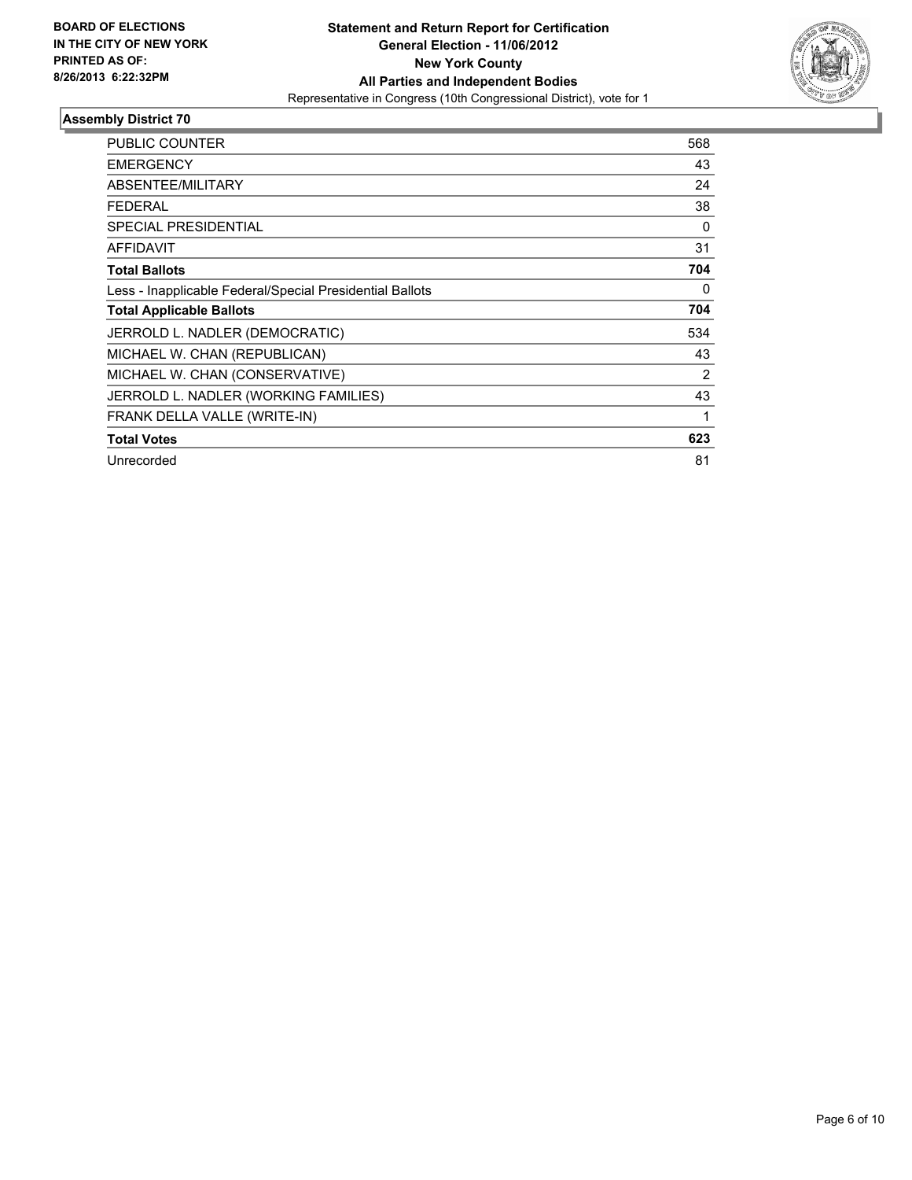**BOARD OF ELECTIONS IN THE CITY OF NEW YORK PRINTED AS OF: 8/26/2013 6:22:32PM**

**Statement and Return Report for Certification**
**General Election - 11/06/2012**
**New York County**
**All Parties and Independent Bodies**
Representative in Congress (10th Congressional District), vote for 1

## Assembly District 70

| | |
|---|---|
| PUBLIC COUNTER | 568 |
| EMERGENCY | 43 |
| ABSENTEE/MILITARY | 24 |
| FEDERAL | 38 |
| SPECIAL PRESIDENTIAL | 0 |
| AFFIDAVIT | 31 |
| **Total Ballots** | **704** |
| Less - Inapplicable Federal/Special Presidential Ballots | 0 |
| **Total Applicable Ballots** | **704** |
| JERROLD L. NADLER (DEMOCRATIC) | 534 |
| MICHAEL W. CHAN (REPUBLICAN) | 43 |
| MICHAEL W. CHAN (CONSERVATIVE) | 2 |
| JERROLD L. NADLER (WORKING FAMILIES) | 43 |
| FRANK DELLA VALLE (WRITE-IN) | 1 |
| **Total Votes** | **623** |
| Unrecorded | 81 |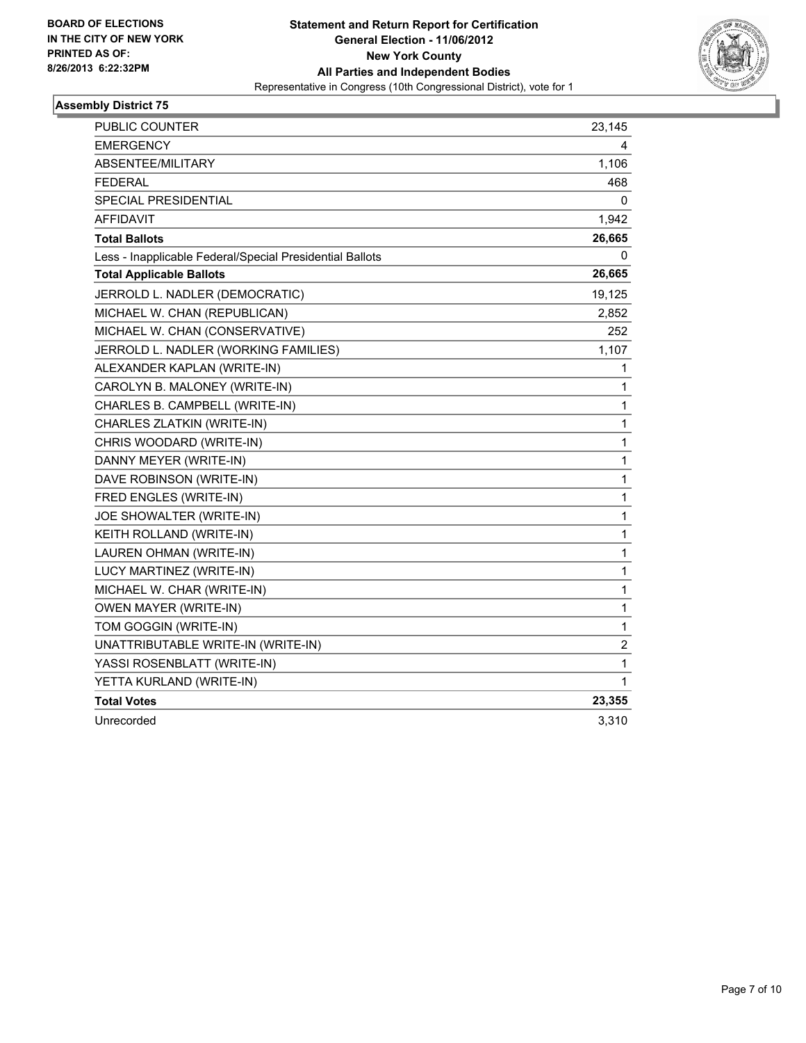BOARD OF ELECTIONS
IN THE CITY OF NEW YORK
PRINTED AS OF:
8/26/2013 6:22:32PM

**Statement and Return Report for Certification**
**General Election - 11/06/2012**
**New York County**
**All Parties and Independent Bodies**
Representative in Congress (10th Congressional District), vote for 1

## Assembly District 75

| | |
|---|---|
| PUBLIC COUNTER | 23,145 |
| EMERGENCY | 4 |
| ABSENTEE/MILITARY | 1,106 |
| FEDERAL | 468 |
| SPECIAL PRESIDENTIAL | 0 |
| AFFIDAVIT | 1,942 |
| **Total Ballots** | **26,665** |
| Less - Inapplicable Federal/Special Presidential Ballots | 0 |
| **Total Applicable Ballots** | **26,665** |
| JERROLD L. NADLER (DEMOCRATIC) | 19,125 |
| MICHAEL W. CHAN (REPUBLICAN) | 2,852 |
| MICHAEL W. CHAN (CONSERVATIVE) | 252 |
| JERROLD L. NADLER (WORKING FAMILIES) | 1,107 |
| ALEXANDER KAPLAN (WRITE-IN) | 1 |
| CAROLYN B. MALONEY (WRITE-IN) | 1 |
| CHARLES B. CAMPBELL (WRITE-IN) | 1 |
| CHARLES ZLATKIN (WRITE-IN) | 1 |
| CHRIS WOODARD (WRITE-IN) | 1 |
| DANNY MEYER (WRITE-IN) | 1 |
| DAVE ROBINSON (WRITE-IN) | 1 |
| FRED ENGLES (WRITE-IN) | 1 |
| JOE SHOWALTER (WRITE-IN) | 1 |
| KEITH ROLLAND (WRITE-IN) | 1 |
| LAUREN OHMAN (WRITE-IN) | 1 |
| LUCY MARTINEZ (WRITE-IN) | 1 |
| MICHAEL W. CHAR (WRITE-IN) | 1 |
| OWEN MAYER (WRITE-IN) | 1 |
| TOM GOGGIN (WRITE-IN) | 1 |
| UNATTRIBUTABLE WRITE-IN (WRITE-IN) | 2 |
| YASSI ROSENBLATT (WRITE-IN) | 1 |
| YETTA KURLAND (WRITE-IN) | 1 |
| **Total Votes** | **23,355** |
| Unrecorded | 3,310 |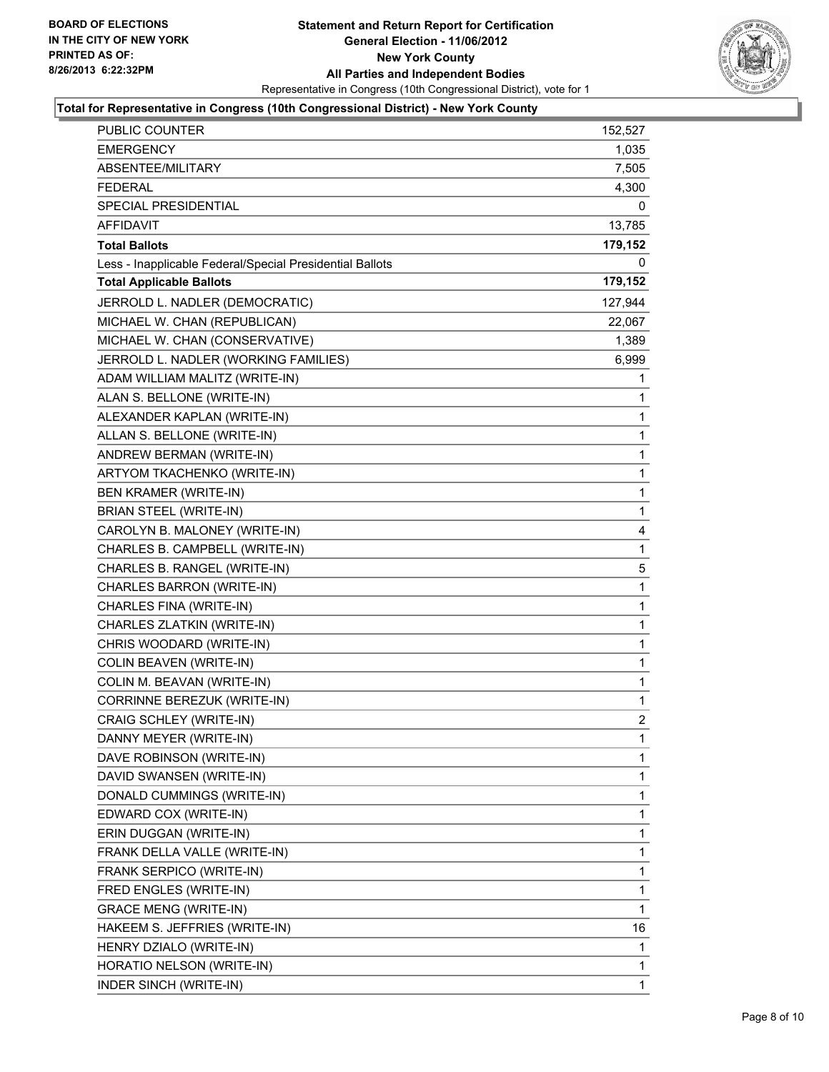**BOARD OF ELECTIONS IN THE CITY OF NEW YORK PRINTED AS OF: 8/26/2013 6:22:32PM**

# Statement and Return Report for Certification
## General Election - 11/06/2012
## New York County
## All Parties and Independent Bodies
Representative in Congress (10th Congressional District), vote for 1

### Total for Representative in Congress (10th Congressional District) - New York County

| | |
|---|---|
| PUBLIC COUNTER | 152,527 |
| EMERGENCY | 1,035 |
| ABSENTEE/MILITARY | 7,505 |
| FEDERAL | 4,300 |
| SPECIAL PRESIDENTIAL | 0 |
| AFFIDAVIT | 13,785 |
| **Total Ballots** | **179,152** |
| Less - Inapplicable Federal/Special Presidential Ballots | 0 |
| **Total Applicable Ballots** | **179,152** |
| JERROLD L. NADLER (DEMOCRATIC) | 127,944 |
| MICHAEL W. CHAN (REPUBLICAN) | 22,067 |
| MICHAEL W. CHAN (CONSERVATIVE) | 1,389 |
| JERROLD L. NADLER (WORKING FAMILIES) | 6,999 |
| ADAM WILLIAM MALITZ (WRITE-IN) | 1 |
| ALAN S. BELLONE (WRITE-IN) | 1 |
| ALEXANDER KAPLAN (WRITE-IN) | 1 |
| ALLAN S. BELLONE (WRITE-IN) | 1 |
| ANDREW BERMAN (WRITE-IN) | 1 |
| ARTYOM TKACHENKO (WRITE-IN) | 1 |
| BEN KRAMER (WRITE-IN) | 1 |
| BRIAN STEEL (WRITE-IN) | 1 |
| CAROLYN B. MALONEY (WRITE-IN) | 4 |
| CHARLES B. CAMPBELL (WRITE-IN) | 1 |
| CHARLES B. RANGEL (WRITE-IN) | 5 |
| CHARLES BARRON (WRITE-IN) | 1 |
| CHARLES FINA (WRITE-IN) | 1 |
| CHARLES ZLATKIN (WRITE-IN) | 1 |
| CHRIS WOODARD (WRITE-IN) | 1 |
| COLIN BEAVEN (WRITE-IN) | 1 |
| COLIN M. BEAVAN (WRITE-IN) | 1 |
| CORRINNE BEREZUK (WRITE-IN) | 1 |
| CRAIG SCHLEY (WRITE-IN) | 2 |
| DANNY MEYER (WRITE-IN) | 1 |
| DAVE ROBINSON (WRITE-IN) | 1 |
| DAVID SWANSEN (WRITE-IN) | 1 |
| DONALD CUMMINGS (WRITE-IN) | 1 |
| EDWARD COX (WRITE-IN) | 1 |
| ERIN DUGGAN (WRITE-IN) | 1 |
| FRANK DELLA VALLE (WRITE-IN) | 1 |
| FRANK SERPICO (WRITE-IN) | 1 |
| FRED ENGLES (WRITE-IN) | 1 |
| GRACE MENG (WRITE-IN) | 1 |
| HAKEEM S. JEFFRIES (WRITE-IN) | 16 |
| HENRY DZIALO (WRITE-IN) | 1 |
| HORATIO NELSON (WRITE-IN) | 1 |
| INDER SINCH (WRITE-IN) | 1 |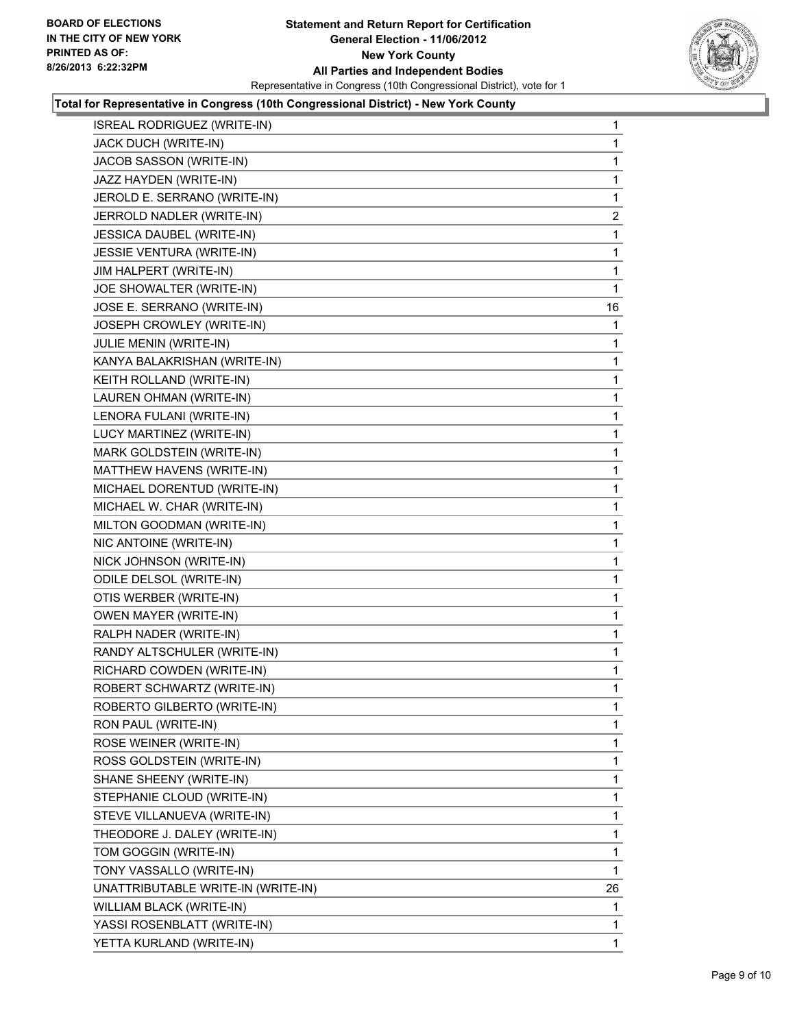**BOARD OF ELECTIONS IN THE CITY OF NEW YORK PRINTED AS OF: 8/26/2013 6:22:32PM**

# Statement and Return Report for Certification
## General Election - 11/06/2012
## New York County
## All Parties and Independent Bodies

Representative in Congress (10th Congressional District), vote for 1

### Total for Representative in Congress (10th Congressional District) - New York County

| Candidate | Votes |
|---|---|
| ISREAL RODRIGUEZ (WRITE-IN) | 1 |
| JACK DUCH (WRITE-IN) | 1 |
| JACOB SASSON (WRITE-IN) | 1 |
| JAZZ HAYDEN (WRITE-IN) | 1 |
| JEROLD E. SERRANO (WRITE-IN) | 1 |
| JERROLD NADLER (WRITE-IN) | 2 |
| JESSICA DAUBEL (WRITE-IN) | 1 |
| JESSIE VENTURA (WRITE-IN) | 1 |
| JIM HALPERT (WRITE-IN) | 1 |
| JOE SHOWALTER (WRITE-IN) | 1 |
| JOSE E. SERRANO (WRITE-IN) | 16 |
| JOSEPH CROWLEY (WRITE-IN) | 1 |
| JULIE MENIN (WRITE-IN) | 1 |
| KANYA BALAKRISHAN (WRITE-IN) | 1 |
| KEITH ROLLAND (WRITE-IN) | 1 |
| LAUREN OHMAN (WRITE-IN) | 1 |
| LENORA FULANI (WRITE-IN) | 1 |
| LUCY MARTINEZ (WRITE-IN) | 1 |
| MARK GOLDSTEIN (WRITE-IN) | 1 |
| MATTHEW HAVENS (WRITE-IN) | 1 |
| MICHAEL DORENTUD (WRITE-IN) | 1 |
| MICHAEL W. CHAR (WRITE-IN) | 1 |
| MILTON GOODMAN (WRITE-IN) | 1 |
| NIC ANTOINE (WRITE-IN) | 1 |
| NICK JOHNSON (WRITE-IN) | 1 |
| ODILE DELSOL (WRITE-IN) | 1 |
| OTIS WERBER (WRITE-IN) | 1 |
| OWEN MAYER (WRITE-IN) | 1 |
| RALPH NADER (WRITE-IN) | 1 |
| RANDY ALTSCHULER (WRITE-IN) | 1 |
| RICHARD COWDEN (WRITE-IN) | 1 |
| ROBERT SCHWARTZ (WRITE-IN) | 1 |
| ROBERTO GILBERTO (WRITE-IN) | 1 |
| RON PAUL (WRITE-IN) | 1 |
| ROSE WEINER (WRITE-IN) | 1 |
| ROSS GOLDSTEIN (WRITE-IN) | 1 |
| SHANE SHEENY (WRITE-IN) | 1 |
| STEPHANIE CLOUD (WRITE-IN) | 1 |
| STEVE VILLANUEVA (WRITE-IN) | 1 |
| THEODORE J. DALEY (WRITE-IN) | 1 |
| TOM GOGGIN (WRITE-IN) | 1 |
| TONY VASSALLO (WRITE-IN) | 1 |
| UNATTRIBUTABLE WRITE-IN (WRITE-IN) | 26 |
| WILLIAM BLACK (WRITE-IN) | 1 |
| YASSI ROSENBLATT (WRITE-IN) | 1 |
| YETTA KURLAND (WRITE-IN) | 1 |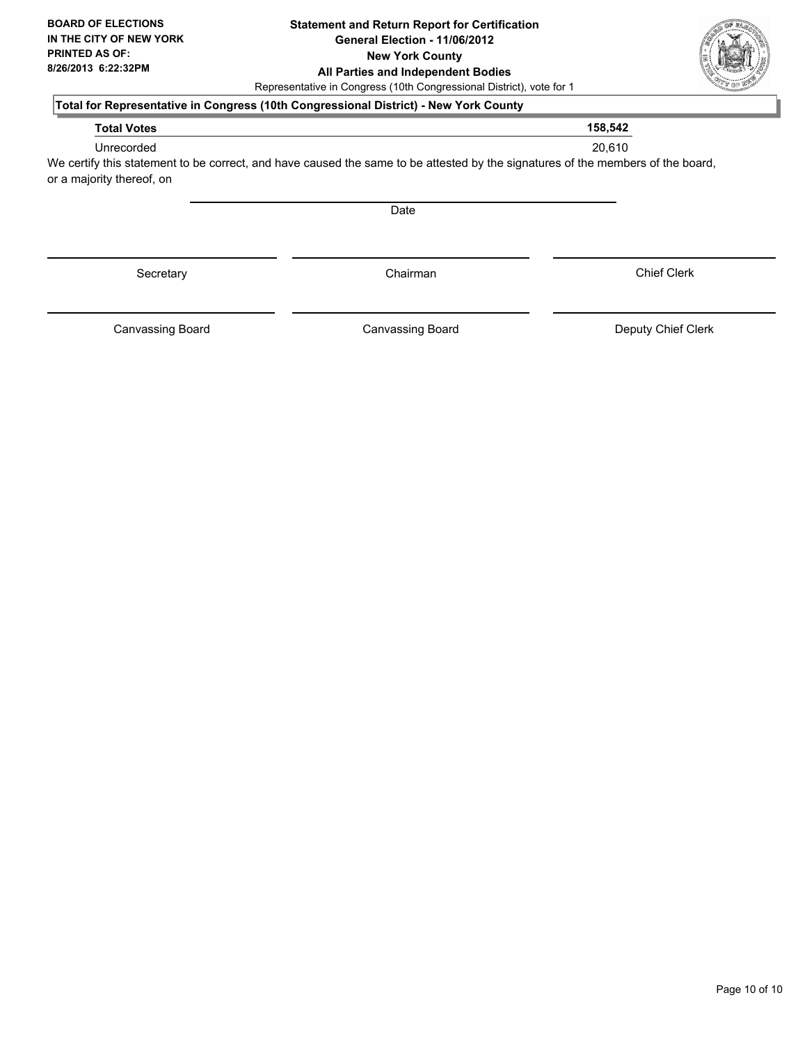**BOARD OF ELECTIONS IN THE CITY OF NEW YORK PRINTED AS OF: 8/26/2013 6:22:32PM**

**Statement and Return Report for Certification**
**General Election - 11/06/2012**
**New York County**
**All Parties and Independent Bodies**
Representative in Congress (10th Congressional District), vote for 1

### Total for Representative in Congress (10th Congressional District) - New York County

| | |
|---|---|
| **Total Votes** | **158,542** |
| Unrecorded | 20,610 |

We certify this statement to be correct, and have caused the same to be attested by the signatures of the members of the board, or a majority thereof, on

Date

| | | |
|---|---|---|
| Secretary | Chairman | Chief Clerk |
| Canvassing Board | Canvassing Board | Deputy Chief Clerk |